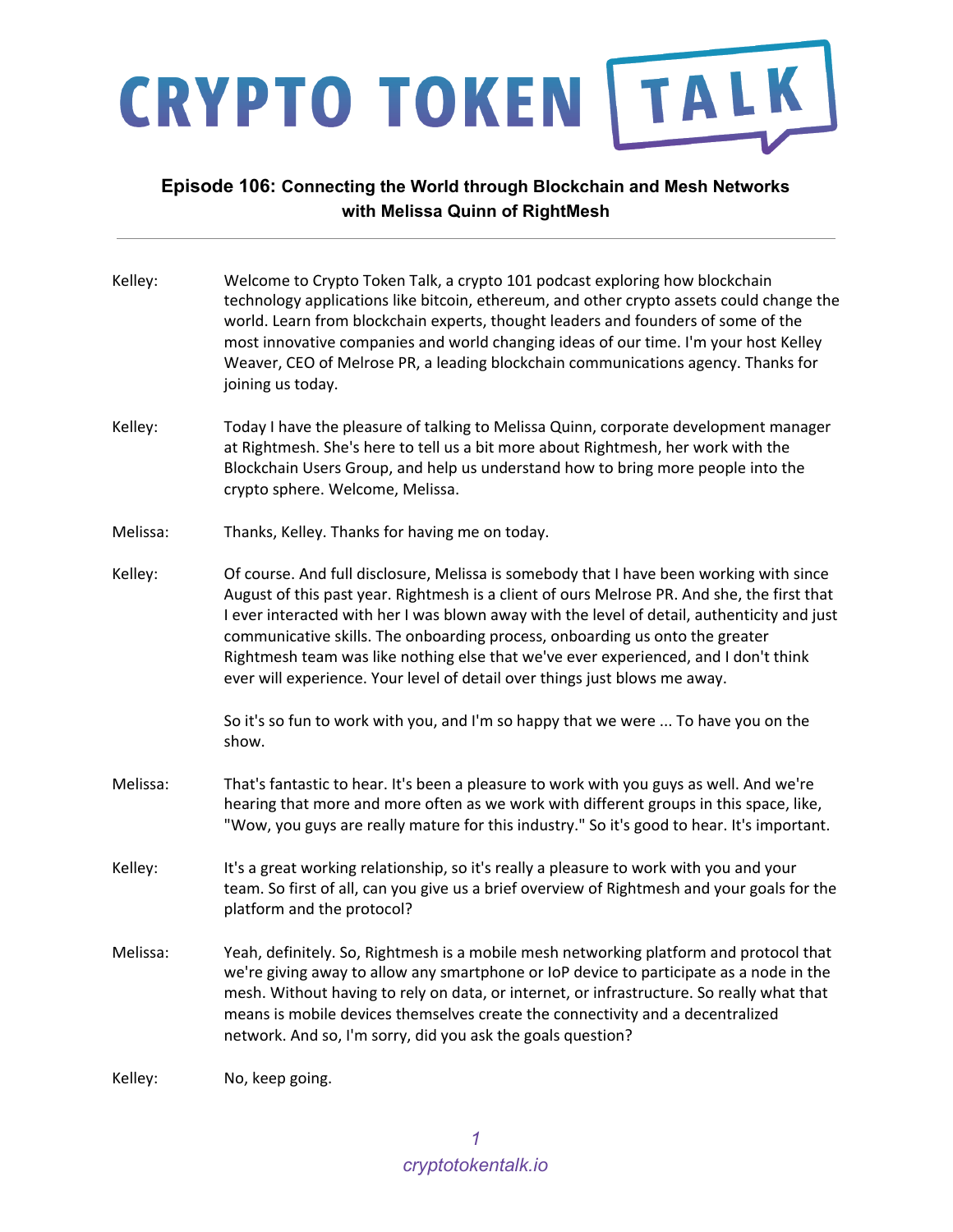# CRYPTO TOKEN TALK

## Episode 106: Connecting the World through Blockchain and Mesh Networks with Melissa Quinn of RightMesh

---

Kelley: Welcome to Crypto Token Talk, a crypto 101 podcast exploring how blockchain technology applications like bitcoin, ethereum, and other crypto assets could change the world. Learn from blockchain experts, thought leaders and founders of some of the most innovative companies and world changing ideas of our time. I'm your host Kelley Weaver, CEO of Melrose PR, a leading blockchain communications agency. Thanks for joining us today.

Kelley: Today I have the pleasure of talking to Melissa Quinn, corporate development manager at Rightmesh. She's here to tell us a bit more about Rightmesh, her work with the Blockchain Users Group, and help us understand how to bring more people into the crypto sphere. Welcome, Melissa.

Melissa: Thanks, Kelley. Thanks for having me on today.

Kelley: Of course. And full disclosure, Melissa is somebody that I have been working with since August of this past year. Rightmesh is a client of ours Melrose PR. And she, the first that I ever interacted with her I was blown away with the level of detail, authenticity and just communicative skills. The onboarding process, onboarding us onto the greater Rightmesh team was like nothing else that we've ever experienced, and I don't think ever will experience. Your level of detail over things just blows me away.

So it's so fun to work with you, and I'm so happy that we were ... To have you on the show.

Melissa: That's fantastic to hear. It's been a pleasure to work with you guys as well. And we're hearing that more and more often as we work with different groups in this space, like, "Wow, you guys are really mature for this industry." So it's good to hear. It's important.

Kelley: It's a great working relationship, so it's really a pleasure to work with you and your team. So first of all, can you give us a brief overview of Rightmesh and your goals for the platform and the protocol?

Melissa: Yeah, definitely. So, Rightmesh is a mobile mesh networking platform and protocol that we're giving away to allow any smartphone or IoP device to participate as a node in the mesh. Without having to rely on data, or internet, or infrastructure. So really what that means is mobile devices themselves create the connectivity and a decentralized network. And so, I'm sorry, did you ask the goals question?

Kelley: No, keep going.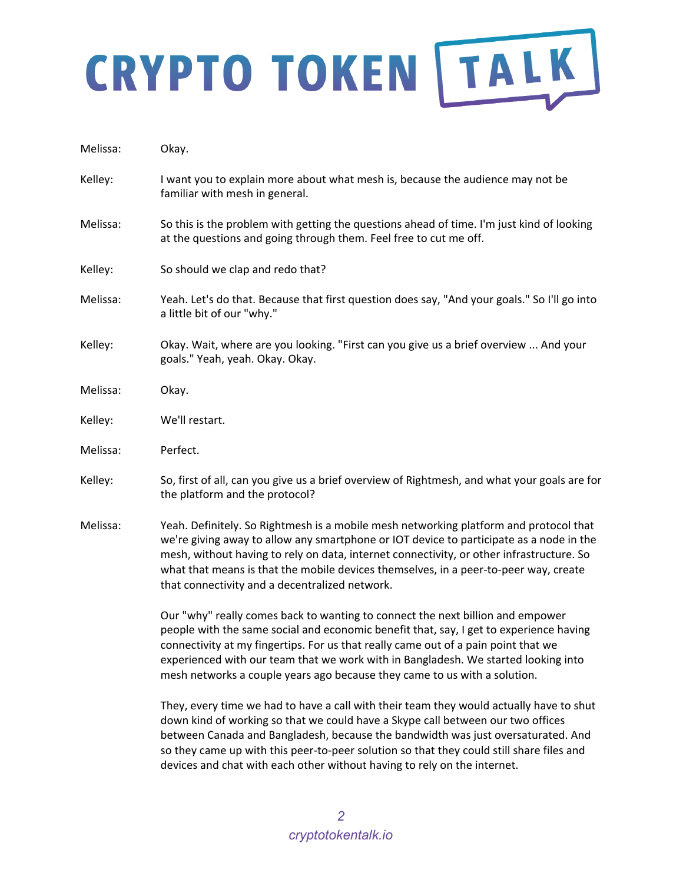Melissa: Okay.

Kelley: I want you to explain more about what mesh is, because the audience may not be familiar with mesh in general.

Melissa: So this is the problem with getting the questions ahead of time. I'm just kind of looking at the questions and going through them. Feel free to cut me off.

Kelley: So should we clap and redo that?

Melissa: Yeah. Let's do that. Because that first question does say, "And your goals." So I'll go into a little bit of our "why."

Kelley: Okay. Wait, where are you looking. "First can you give us a brief overview ... And your goals." Yeah, yeah. Okay. Okay.

Melissa: Okay.

Kelley: We'll restart.

Melissa: Perfect.

Kelley: So, first of all, can you give us a brief overview of Rightmesh, and what your goals are for the platform and the protocol?

Melissa: Yeah. Definitely. So Rightmesh is a mobile mesh networking platform and protocol that we're giving away to allow any smartphone or IOT device to participate as a node in the mesh, without having to rely on data, internet connectivity, or other infrastructure. So what that means is that the mobile devices themselves, in a peer-to-peer way, create that connectivity and a decentralized network.

Our "why" really comes back to wanting to connect the next billion and empower people with the same social and economic benefit that, say, I get to experience having connectivity at my fingertips. For us that really came out of a pain point that we experienced with our team that we work with in Bangladesh. We started looking into mesh networks a couple years ago because they came to us with a solution.

They, every time we had to have a call with their team they would actually have to shut down kind of working so that we could have a Skype call between our two offices between Canada and Bangladesh, because the bandwidth was just oversaturated. And so they came up with this peer-to-peer solution so that they could still share files and devices and chat with each other without having to rely on the internet.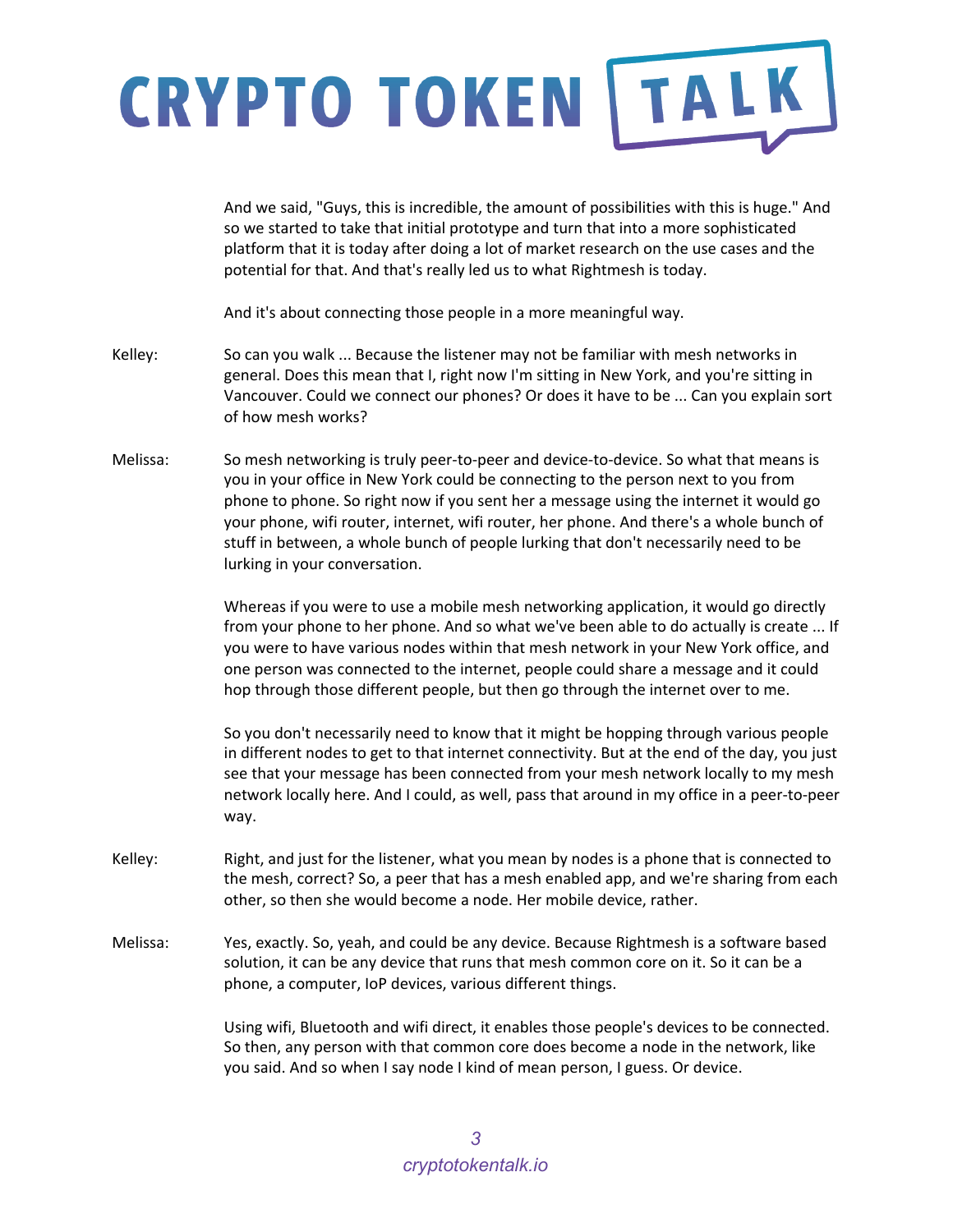And we said, "Guys, this is incredible, the amount of possibilities with this is huge." And so we started to take that initial prototype and turn that into a more sophisticated platform that it is today after doing a lot of market research on the use cases and the potential for that. And that's really led us to what Rightmesh is today.

And it's about connecting those people in a more meaningful way.

**Kelley:** So can you walk ... Because the listener may not be familiar with mesh networks in general. Does this mean that I, right now I'm sitting in New York, and you're sitting in Vancouver. Could we connect our phones? Or does it have to be ... Can you explain sort of how mesh works?

**Melissa:** So mesh networking is truly peer-to-peer and device-to-device. So what that means is you in your office in New York could be connecting to the person next to you from phone to phone. So right now if you sent her a message using the internet it would go your phone, wifi router, internet, wifi router, her phone. And there's a whole bunch of stuff in between, a whole bunch of people lurking that don't necessarily need to be lurking in your conversation.

Whereas if you were to use a mobile mesh networking application, it would go directly from your phone to her phone. And so what we've been able to do actually is create ... If you were to have various nodes within that mesh network in your New York office, and one person was connected to the internet, people could share a message and it could hop through those different people, but then go through the internet over to me.

So you don't necessarily need to know that it might be hopping through various people in different nodes to get to that internet connectivity. But at the end of the day, you just see that your message has been connected from your mesh network locally to my mesh network locally here. And I could, as well, pass that around in my office in a peer-to-peer way.

**Kelley:** Right, and just for the listener, what you mean by nodes is a phone that is connected to the mesh, correct? So, a peer that has a mesh enabled app, and we're sharing from each other, so then she would become a node. Her mobile device, rather.

**Melissa:** Yes, exactly. So, yeah, and could be any device. Because Rightmesh is a software based solution, it can be any device that runs that mesh common core on it. So it can be a phone, a computer, IoP devices, various different things.

Using wifi, Bluetooth and wifi direct, it enables those people's devices to be connected. So then, any person with that common core does become a node in the network, like you said. And so when I say node I kind of mean person, I guess. Or device.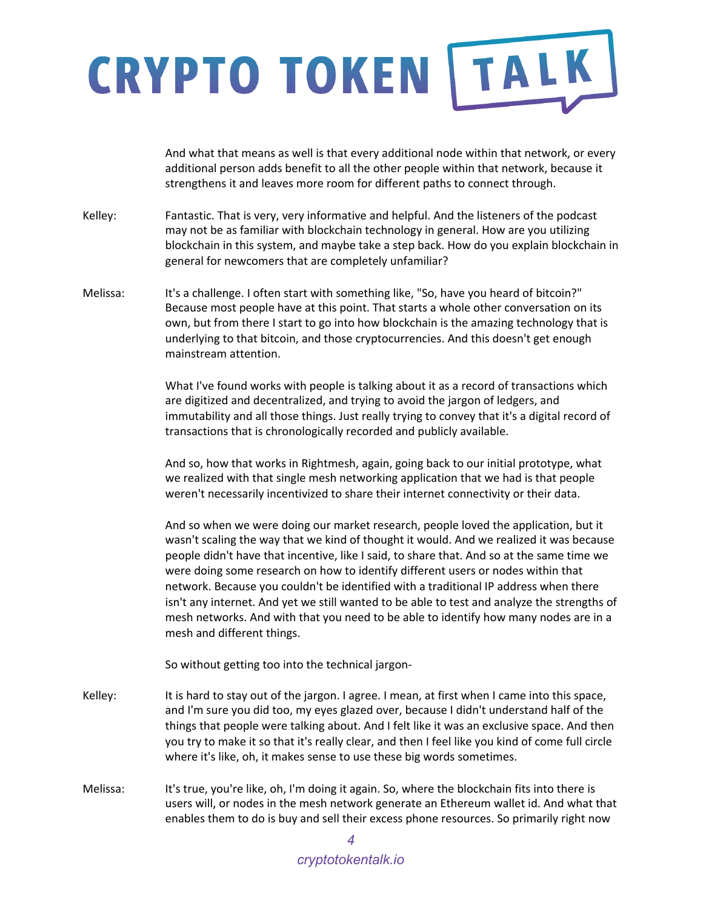And what that means as well is that every additional node within that network, or every additional person adds benefit to all the other people within that network, because it strengthens it and leaves more room for different paths to connect through.

Kelley: Fantastic. That is very, very informative and helpful. And the listeners of the podcast may not be as familiar with blockchain technology in general. How are you utilizing blockchain in this system, and maybe take a step back. How do you explain blockchain in general for newcomers that are completely unfamiliar?

Melissa: It's a challenge. I often start with something like, "So, have you heard of bitcoin?" Because most people have at this point. That starts a whole other conversation on its own, but from there I start to go into how blockchain is the amazing technology that is underlying to that bitcoin, and those cryptocurrencies. And this doesn't get enough mainstream attention.

What I've found works with people is talking about it as a record of transactions which are digitized and decentralized, and trying to avoid the jargon of ledgers, and immutability and all those things. Just really trying to convey that it's a digital record of transactions that is chronologically recorded and publicly available.

And so, how that works in Rightmesh, again, going back to our initial prototype, what we realized with that single mesh networking application that we had is that people weren't necessarily incentivized to share their internet connectivity or their data.

And so when we were doing our market research, people loved the application, but it wasn't scaling the way that we kind of thought it would. And we realized it was because people didn't have that incentive, like I said, to share that. And so at the same time we were doing some research on how to identify different users or nodes within that network. Because you couldn't be identified with a traditional IP address when there isn't any internet. And yet we still wanted to be able to test and analyze the strengths of mesh networks. And with that you need to be able to identify how many nodes are in a mesh and different things.

So without getting too into the technical jargon-

Kelley: It is hard to stay out of the jargon. I agree. I mean, at first when I came into this space, and I'm sure you did too, my eyes glazed over, because I didn't understand half of the things that people were talking about. And I felt like it was an exclusive space. And then you try to make it so that it's really clear, and then I feel like you kind of come full circle where it's like, oh, it makes sense to use these big words sometimes.

Melissa: It's true, you're like, oh, I'm doing it again. So, where the blockchain fits into there is users will, or nodes in the mesh network generate an Ethereum wallet id. And what that enables them to do is buy and sell their excess phone resources. So primarily right now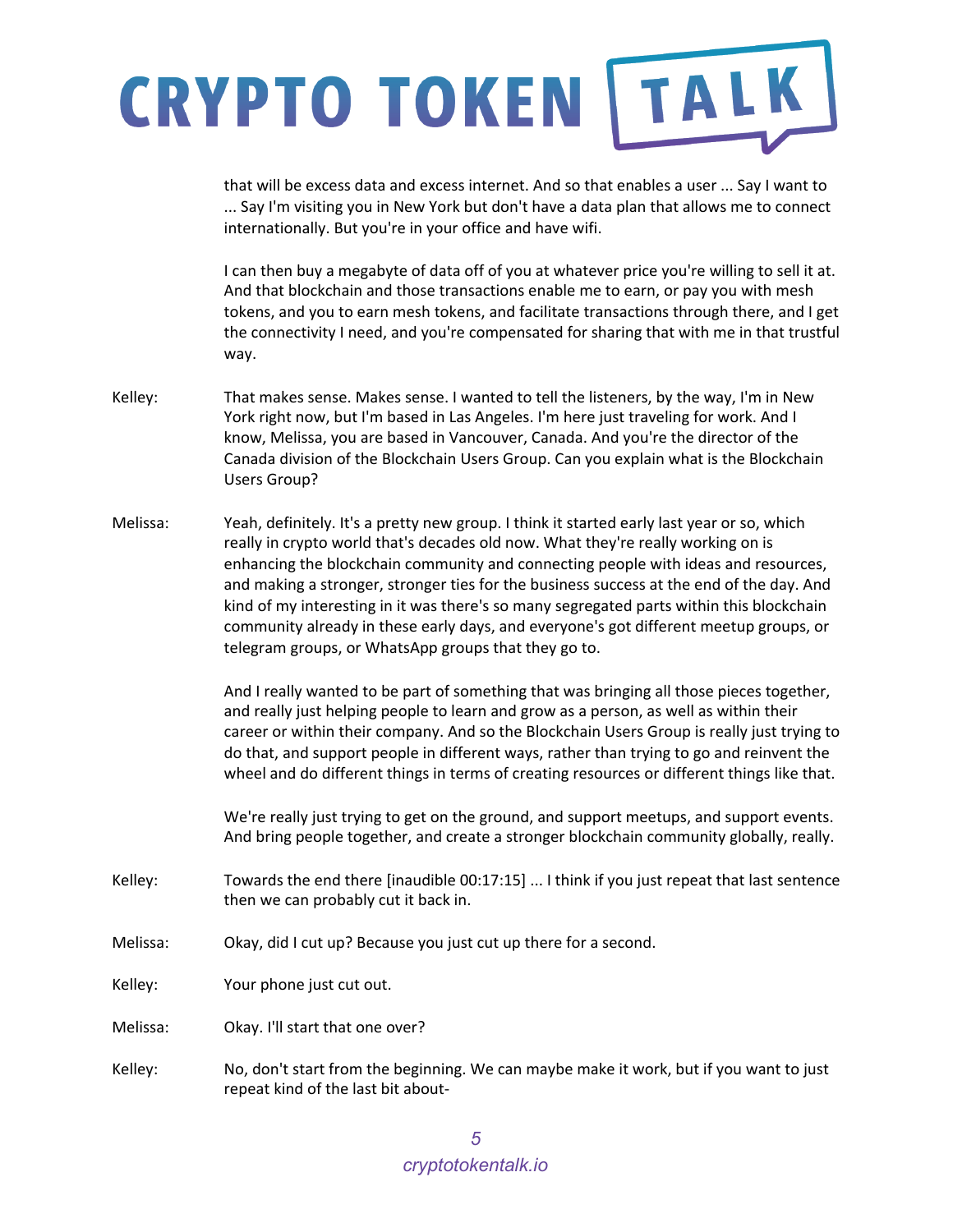that will be excess data and excess internet. And so that enables a user ... Say I want to ... Say I'm visiting you in New York but don't have a data plan that allows me to connect internationally. But you're in your office and have wifi.

I can then buy a megabyte of data off of you at whatever price you're willing to sell it at. And that blockchain and those transactions enable me to earn, or pay you with mesh tokens, and you to earn mesh tokens, and facilitate transactions through there, and I get the connectivity I need, and you're compensated for sharing that with me in that trustful way.

**Kelley:** That makes sense. Makes sense. I wanted to tell the listeners, by the way, I'm in New York right now, but I'm based in Las Angeles. I'm here just traveling for work. And I know, Melissa, you are based in Vancouver, Canada. And you're the director of the Canada division of the Blockchain Users Group. Can you explain what is the Blockchain Users Group?

**Melissa:** Yeah, definitely. It's a pretty new group. I think it started early last year or so, which really in crypto world that's decades old now. What they're really working on is enhancing the blockchain community and connecting people with ideas and resources, and making a stronger, stronger ties for the business success at the end of the day. And kind of my interesting in it was there's so many segregated parts within this blockchain community already in these early days, and everyone's got different meetup groups, or telegram groups, or WhatsApp groups that they go to.

And I really wanted to be part of something that was bringing all those pieces together, and really just helping people to learn and grow as a person, as well as within their career or within their company. And so the Blockchain Users Group is really just trying to do that, and support people in different ways, rather than trying to go and reinvent the wheel and do different things in terms of creating resources or different things like that.

We're really just trying to get on the ground, and support meetups, and support events. And bring people together, and create a stronger blockchain community globally, really.

**Kelley:** Towards the end there [inaudible 00:17:15] ... I think if you just repeat that last sentence then we can probably cut it back in.

**Melissa:** Okay, did I cut up? Because you just cut up there for a second.

**Kelley:** Your phone just cut out.

**Melissa:** Okay. I'll start that one over?

**Kelley:** No, don't start from the beginning. We can maybe make it work, but if you want to just repeat kind of the last bit about-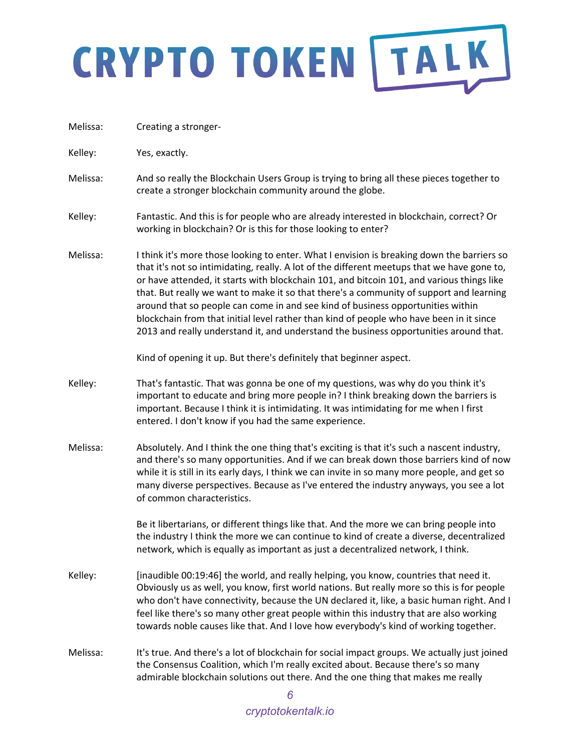Melissa: Creating a stronger-

Kelley: Yes, exactly.

Melissa: And so really the Blockchain Users Group is trying to bring all these pieces together to create a stronger blockchain community around the globe.

Kelley: Fantastic. And this is for people who are already interested in blockchain, correct? Or working in blockchain? Or is this for those looking to enter?

Melissa: I think it's more those looking to enter. What I envision is breaking down the barriers so that it's not so intimidating, really. A lot of the different meetups that we have gone to, or have attended, it starts with blockchain 101, and bitcoin 101, and various things like that. But really we want to make it so that there's a community of support and learning around that so people can come in and see kind of business opportunities within blockchain from that initial level rather than kind of people who have been in it since 2013 and really understand it, and understand the business opportunities around that.

Kind of opening it up. But there's definitely that beginner aspect.

Kelley: That's fantastic. That was gonna be one of my questions, was why do you think it's important to educate and bring more people in? I think breaking down the barriers is important. Because I think it is intimidating. It was intimidating for me when I first entered. I don't know if you had the same experience.

Melissa: Absolutely. And I think the one thing that's exciting is that it's such a nascent industry, and there's so many opportunities. And if we can break down those barriers kind of now while it is still in its early days, I think we can invite in so many more people, and get so many diverse perspectives. Because as I've entered the industry anyways, you see a lot of common characteristics.

Be it libertarians, or different things like that. And the more we can bring people into the industry I think the more we can continue to kind of create a diverse, decentralized network, which is equally as important as just a decentralized network, I think.

Kelley: [inaudible 00:19:46] the world, and really helping, you know, countries that need it. Obviously us as well, you know, first world nations. But really more so this is for people who don't have connectivity, because the UN declared it, like, a basic human right. And I feel like there's so many other great people within this industry that are also working towards noble causes like that. And I love how everybody's kind of working together.

Melissa: It's true. And there's a lot of blockchain for social impact groups. We actually just joined the Consensus Coalition, which I'm really excited about. Because there's so many admirable blockchain solutions out there. And the one thing that makes me really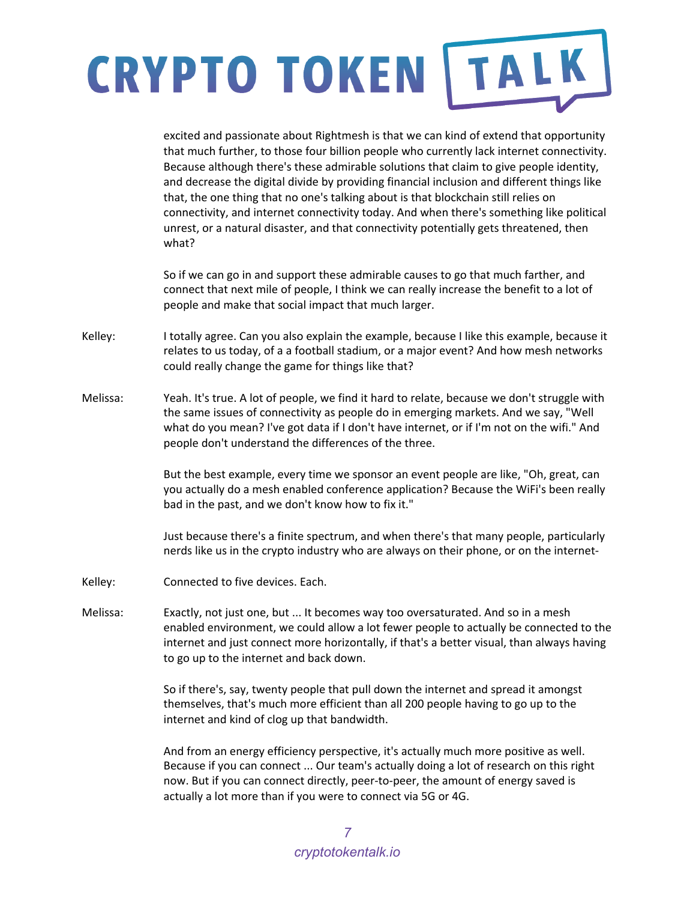excited and passionate about Rightmesh is that we can kind of extend that opportunity that much further, to those four billion people who currently lack internet connectivity. Because although there's these admirable solutions that claim to give people identity, and decrease the digital divide by providing financial inclusion and different things like that, the one thing that no one's talking about is that blockchain still relies on connectivity, and internet connectivity today. And when there's something like political unrest, or a natural disaster, and that connectivity potentially gets threatened, then what?

So if we can go in and support these admirable causes to go that much farther, and connect that next mile of people, I think we can really increase the benefit to a lot of people and make that social impact that much larger.

Kelley: I totally agree. Can you also explain the example, because I like this example, because it relates to us today, of a a football stadium, or a major event? And how mesh networks could really change the game for things like that?

Melissa: Yeah. It's true. A lot of people, we find it hard to relate, because we don't struggle with the same issues of connectivity as people do in emerging markets. And we say, "Well what do you mean? I've got data if I don't have internet, or if I'm not on the wifi." And people don't understand the differences of the three.

But the best example, every time we sponsor an event people are like, "Oh, great, can you actually do a mesh enabled conference application? Because the WiFi's been really bad in the past, and we don't know how to fix it."

Just because there's a finite spectrum, and when there's that many people, particularly nerds like us in the crypto industry who are always on their phone, or on the internet-

Kelley: Connected to five devices. Each.

Melissa: Exactly, not just one, but ... It becomes way too oversaturated. And so in a mesh enabled environment, we could allow a lot fewer people to actually be connected to the internet and just connect more horizontally, if that's a better visual, than always having to go up to the internet and back down.

So if there's, say, twenty people that pull down the internet and spread it amongst themselves, that's much more efficient than all 200 people having to go up to the internet and kind of clog up that bandwidth.

And from an energy efficiency perspective, it's actually much more positive as well. Because if you can connect ... Our team's actually doing a lot of research on this right now. But if you can connect directly, peer-to-peer, the amount of energy saved is actually a lot more than if you were to connect via 5G or 4G.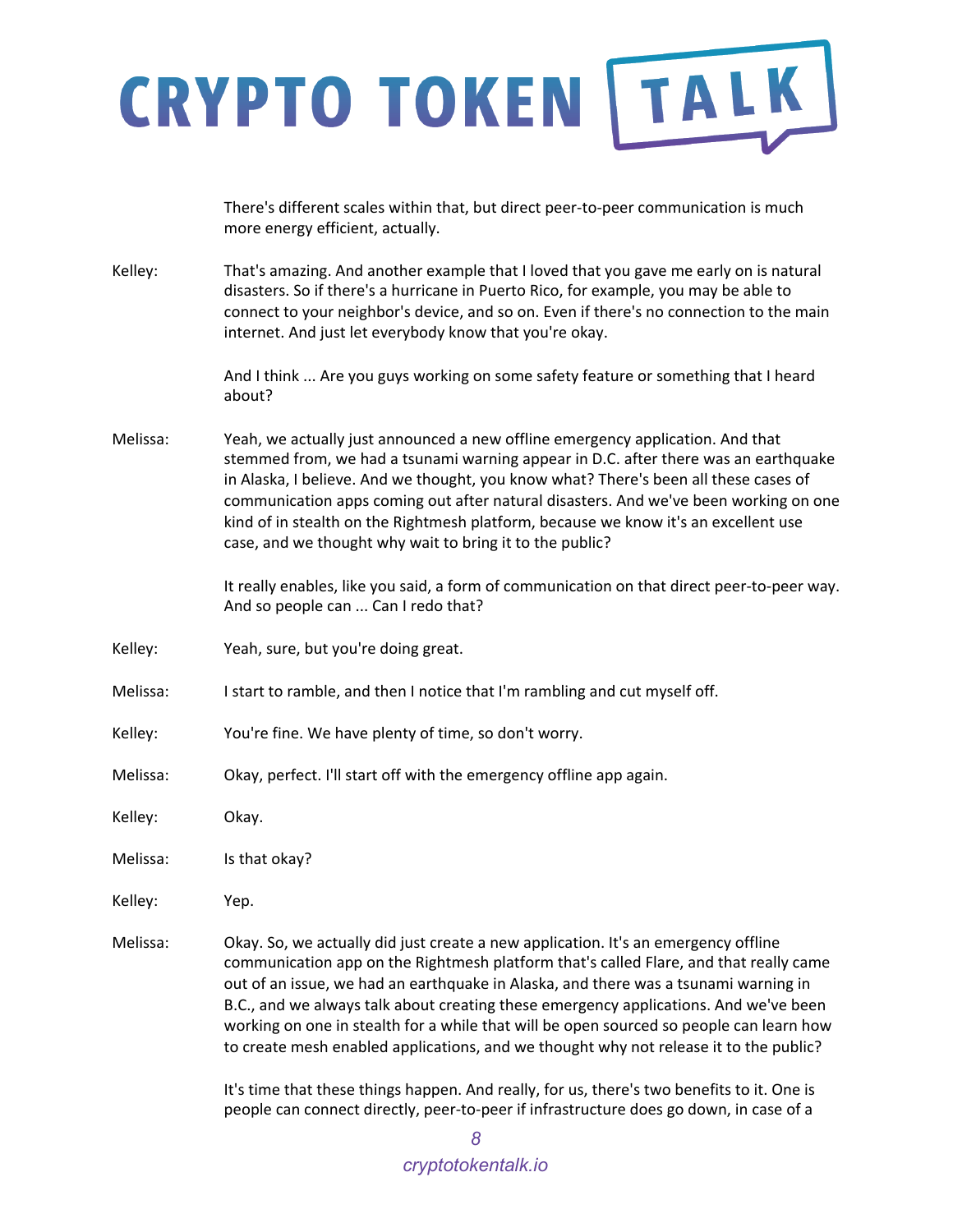There's different scales within that, but direct peer-to-peer communication is much more energy efficient, actually.

Kelley: That's amazing. And another example that I loved that you gave me early on is natural disasters. So if there's a hurricane in Puerto Rico, for example, you may be able to connect to your neighbor's device, and so on. Even if there's no connection to the main internet. And just let everybody know that you're okay.

And I think ... Are you guys working on some safety feature or something that I heard about?

Melissa: Yeah, we actually just announced a new offline emergency application. And that stemmed from, we had a tsunami warning appear in D.C. after there was an earthquake in Alaska, I believe. And we thought, you know what? There's been all these cases of communication apps coming out after natural disasters. And we've been working on one kind of in stealth on the Rightmesh platform, because we know it's an excellent use case, and we thought why wait to bring it to the public?

It really enables, like you said, a form of communication on that direct peer-to-peer way. And so people can ... Can I redo that?

Kelley: Yeah, sure, but you're doing great.

Melissa: I start to ramble, and then I notice that I'm rambling and cut myself off.

Kelley: You're fine. We have plenty of time, so don't worry.

Melissa: Okay, perfect. I'll start off with the emergency offline app again.

Kelley: Okay.

Melissa: Is that okay?

Kelley: Yep.

Melissa: Okay. So, we actually did just create a new application. It's an emergency offline communication app on the Rightmesh platform that's called Flare, and that really came out of an issue, we had an earthquake in Alaska, and there was a tsunami warning in B.C., and we always talk about creating these emergency applications. And we've been working on one in stealth for a while that will be open sourced so people can learn how to create mesh enabled applications, and we thought why not release it to the public?

It's time that these things happen. And really, for us, there's two benefits to it. One is people can connect directly, peer-to-peer if infrastructure does go down, in case of a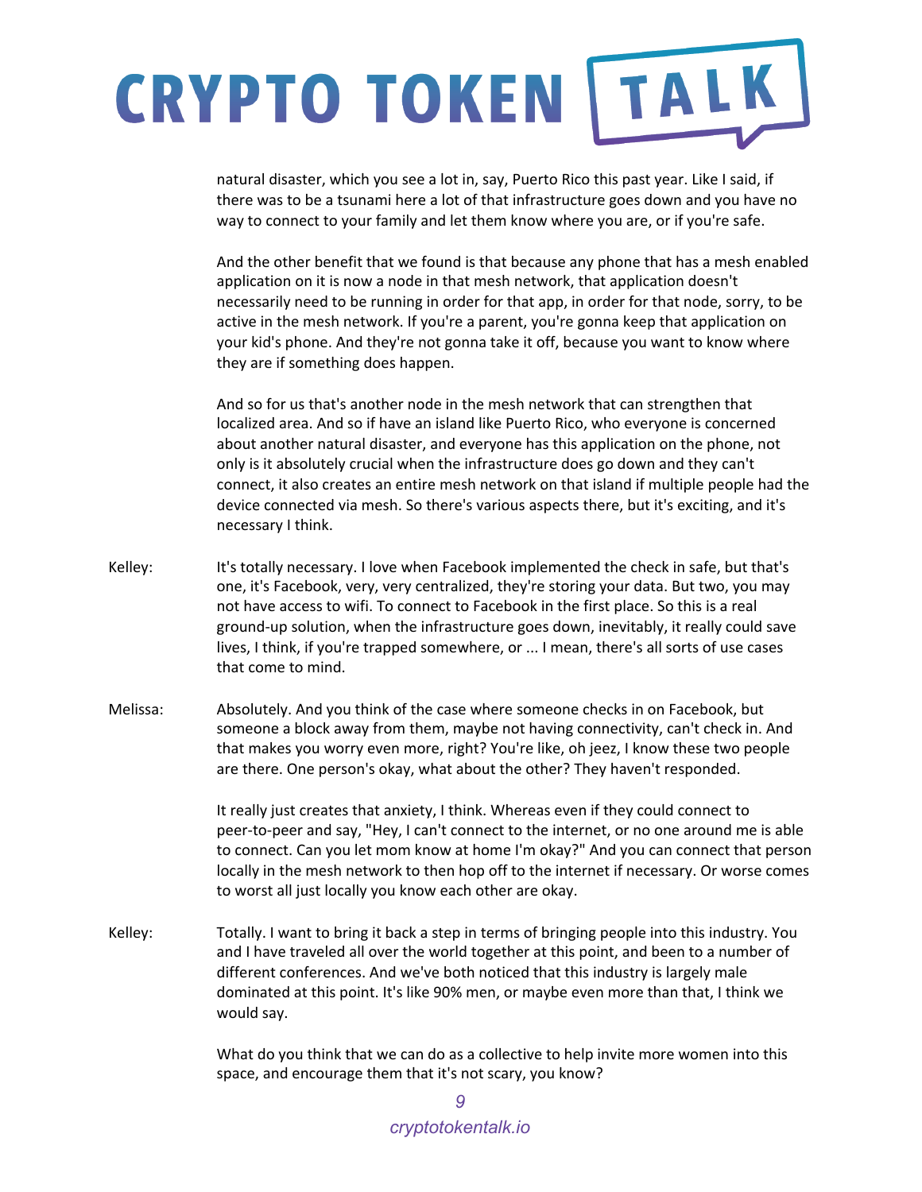natural disaster, which you see a lot in, say, Puerto Rico this past year. Like I said, if there was to be a tsunami here a lot of that infrastructure goes down and you have no way to connect to your family and let them know where you are, or if you're safe.

And the other benefit that we found is that because any phone that has a mesh enabled application on it is now a node in that mesh network, that application doesn't necessarily need to be running in order for that app, in order for that node, sorry, to be active in the mesh network. If you're a parent, you're gonna keep that application on your kid's phone. And they're not gonna take it off, because you want to know where they are if something does happen.

And so for us that's another node in the mesh network that can strengthen that localized area. And so if have an island like Puerto Rico, who everyone is concerned about another natural disaster, and everyone has this application on the phone, not only is it absolutely crucial when the infrastructure does go down and they can't connect, it also creates an entire mesh network on that island if multiple people had the device connected via mesh. So there's various aspects there, but it's exciting, and it's necessary I think.

Kelley: It's totally necessary. I love when Facebook implemented the check in safe, but that's one, it's Facebook, very, very centralized, they're storing your data. But two, you may not have access to wifi. To connect to Facebook in the first place. So this is a real ground-up solution, when the infrastructure goes down, inevitably, it really could save lives, I think, if you're trapped somewhere, or ... I mean, there's all sorts of use cases that come to mind.

Melissa: Absolutely. And you think of the case where someone checks in on Facebook, but someone a block away from them, maybe not having connectivity, can't check in. And that makes you worry even more, right? You're like, oh jeez, I know these two people are there. One person's okay, what about the other? They haven't responded.

It really just creates that anxiety, I think. Whereas even if they could connect to peer-to-peer and say, "Hey, I can't connect to the internet, or no one around me is able to connect. Can you let mom know at home I'm okay?" And you can connect that person locally in the mesh network to then hop off to the internet if necessary. Or worse comes to worst all just locally you know each other are okay.

Kelley: Totally. I want to bring it back a step in terms of bringing people into this industry. You and I have traveled all over the world together at this point, and been to a number of different conferences. And we've both noticed that this industry is largely male dominated at this point. It's like 90% men, or maybe even more than that, I think we would say.

What do you think that we can do as a collective to help invite more women into this space, and encourage them that it's not scary, you know?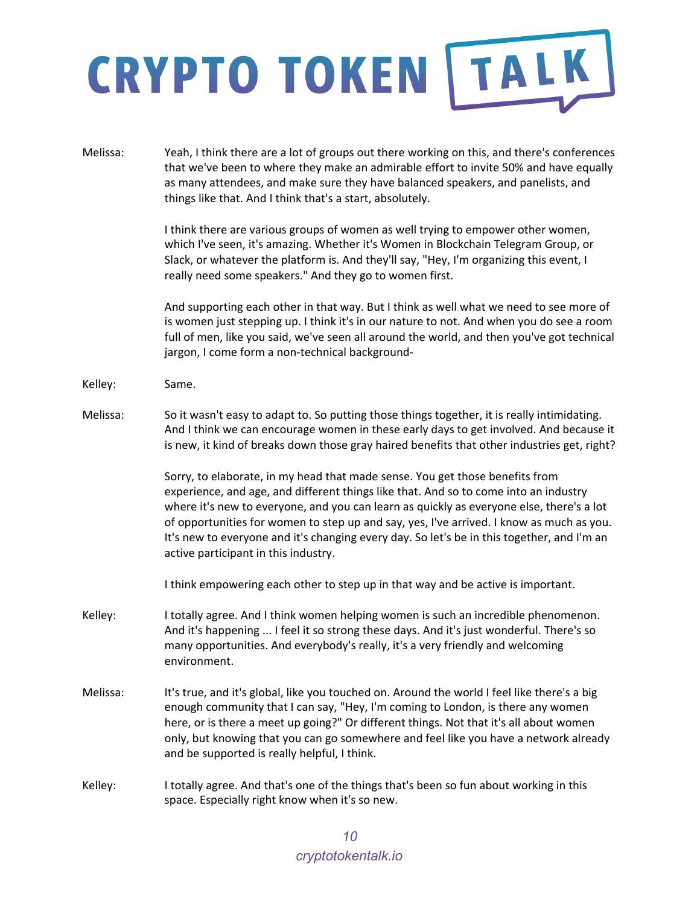Melissa: Yeah, I think there are a lot of groups out there working on this, and there's conferences that we've been to where they make an admirable effort to invite 50% and have equally as many attendees, and make sure they have balanced speakers, and panelists, and things like that. And I think that's a start, absolutely.

I think there are various groups of women as well trying to empower other women, which I've seen, it's amazing. Whether it's Women in Blockchain Telegram Group, or Slack, or whatever the platform is. And they'll say, "Hey, I'm organizing this event, I really need some speakers." And they go to women first.

And supporting each other in that way. But I think as well what we need to see more of is women just stepping up. I think it's in our nature to not. And when you do see a room full of men, like you said, we've seen all around the world, and then you've got technical jargon, I come form a non-technical background-

Kelley: Same.

Melissa: So it wasn't easy to adapt to. So putting those things together, it is really intimidating. And I think we can encourage women in these early days to get involved. And because it is new, it kind of breaks down those gray haired benefits that other industries get, right?

Sorry, to elaborate, in my head that made sense. You get those benefits from experience, and age, and different things like that. And so to come into an industry where it's new to everyone, and you can learn as quickly as everyone else, there's a lot of opportunities for women to step up and say, yes, I've arrived. I know as much as you. It's new to everyone and it's changing every day. So let's be in this together, and I'm an active participant in this industry.

I think empowering each other to step up in that way and be active is important.

Kelley: I totally agree. And I think women helping women is such an incredible phenomenon. And it's happening ... I feel it so strong these days. And it's just wonderful. There's so many opportunities. And everybody's really, it's a very friendly and welcoming environment.

Melissa: It's true, and it's global, like you touched on. Around the world I feel like there's a big enough community that I can say, "Hey, I'm coming to London, is there any women here, or is there a meet up going?" Or different things. Not that it's all about women only, but knowing that you can go somewhere and feel like you have a network already and be supported is really helpful, I think.

Kelley: I totally agree. And that's one of the things that's been so fun about working in this space. Especially right know when it's so new.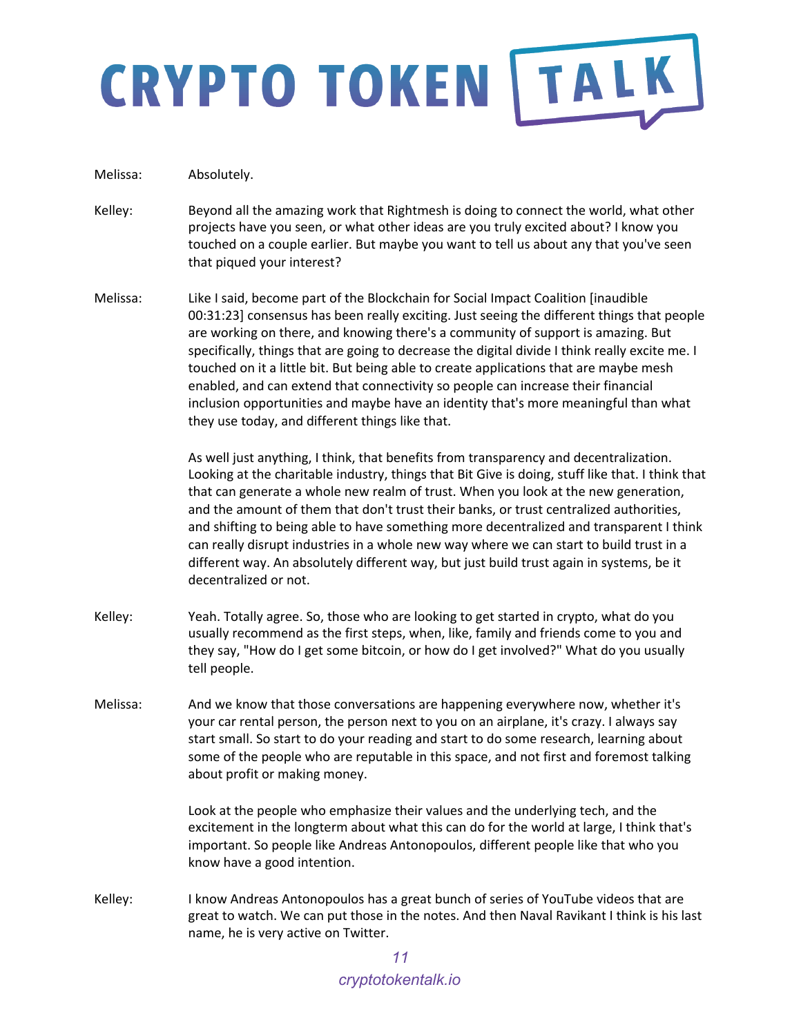Melissa: Absolutely.

Kelley: Beyond all the amazing work that Rightmesh is doing to connect the world, what other projects have you seen, or what other ideas are you truly excited about? I know you touched on a couple earlier. But maybe you want to tell us about any that you've seen that piqued your interest?

Melissa: Like I said, become part of the Blockchain for Social Impact Coalition [inaudible 00:31:23] consensus has been really exciting. Just seeing the different things that people are working on there, and knowing there's a community of support is amazing. But specifically, things that are going to decrease the digital divide I think really excite me. I touched on it a little bit. But being able to create applications that are maybe mesh enabled, and can extend that connectivity so people can increase their financial inclusion opportunities and maybe have an identity that's more meaningful than what they use today, and different things like that.

As well just anything, I think, that benefits from transparency and decentralization. Looking at the charitable industry, things that Bit Give is doing, stuff like that. I think that that can generate a whole new realm of trust. When you look at the new generation, and the amount of them that don't trust their banks, or trust centralized authorities, and shifting to being able to have something more decentralized and transparent I think can really disrupt industries in a whole new way where we can start to build trust in a different way. An absolutely different way, but just build trust again in systems, be it decentralized or not.

Kelley: Yeah. Totally agree. So, those who are looking to get started in crypto, what do you usually recommend as the first steps, when, like, family and friends come to you and they say, "How do I get some bitcoin, or how do I get involved?" What do you usually tell people.

Melissa: And we know that those conversations are happening everywhere now, whether it's your car rental person, the person next to you on an airplane, it's crazy. I always say start small. So start to do your reading and start to do some research, learning about some of the people who are reputable in this space, and not first and foremost talking about profit or making money.

Look at the people who emphasize their values and the underlying tech, and the excitement in the longterm about what this can do for the world at large, I think that's important. So people like Andreas Antonopoulos, different people like that who you know have a good intention.

Kelley: I know Andreas Antonopoulos has a great bunch of series of YouTube videos that are great to watch. We can put those in the notes. And then Naval Ravikant I think is his last name, he is very active on Twitter.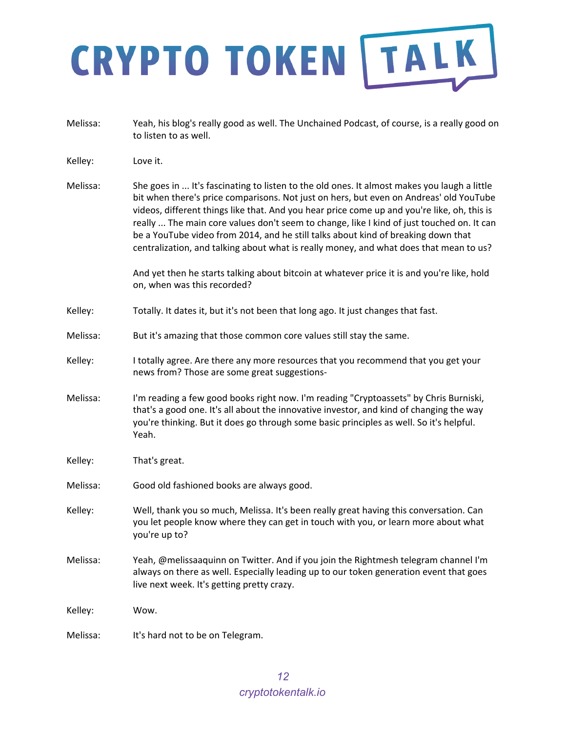Melissa: Yeah, his blog's really good as well. The Unchained Podcast, of course, is a really good on to listen to as well.

Kelley: Love it.

Melissa: She goes in ... It's fascinating to listen to the old ones. It almost makes you laugh a little bit when there's price comparisons. Not just on hers, but even on Andreas' old YouTube videos, different things like that. And you hear price come up and you're like, oh, this is really ... The main core values don't seem to change, like I kind of just touched on. It can be a YouTube video from 2014, and he still talks about kind of breaking down that centralization, and talking about what is really money, and what does that mean to us?

And yet then he starts talking about bitcoin at whatever price it is and you're like, hold on, when was this recorded?

Kelley: Totally. It dates it, but it's not been that long ago. It just changes that fast.

Melissa: But it's amazing that those common core values still stay the same.

Kelley: I totally agree. Are there any more resources that you recommend that you get your news from? Those are some great suggestions-

Melissa: I'm reading a few good books right now. I'm reading "Cryptoassets" by Chris Burniski, that's a good one. It's all about the innovative investor, and kind of changing the way you're thinking. But it does go through some basic principles as well. So it's helpful. Yeah.

Kelley: That's great.

Melissa: Good old fashioned books are always good.

Kelley: Well, thank you so much, Melissa. It's been really great having this conversation. Can you let people know where they can get in touch with you, or learn more about what you're up to?

Melissa: Yeah, @melissaaquinn on Twitter. And if you join the Rightmesh telegram channel I'm always on there as well. Especially leading up to our token generation event that goes live next week. It's getting pretty crazy.

Kelley: Wow.

Melissa: It's hard not to be on Telegram.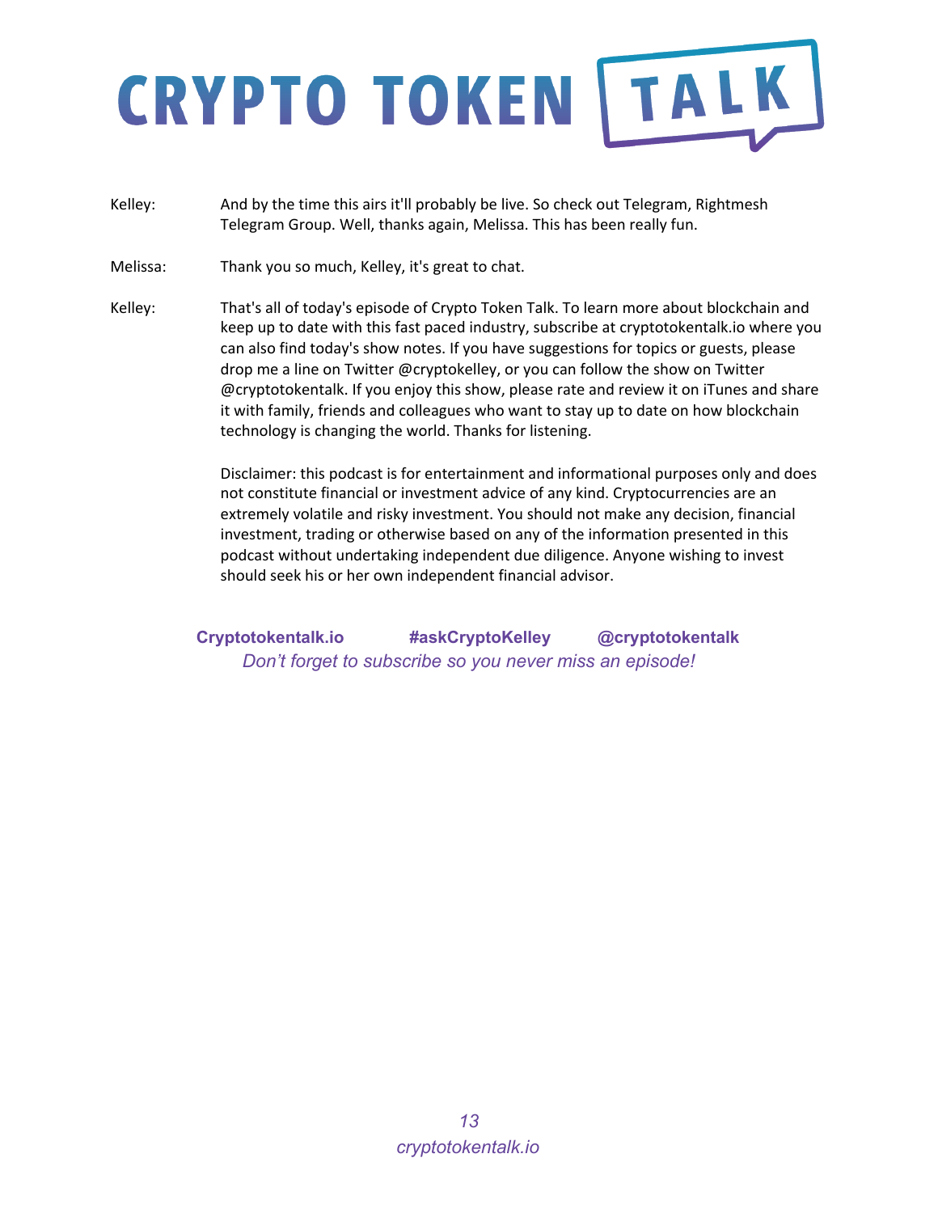Kelley: And by the time this airs it'll probably be live. So check out Telegram, Rightmesh Telegram Group. Well, thanks again, Melissa. This has been really fun.

Melissa: Thank you so much, Kelley, it's great to chat.

Kelley: That's all of today's episode of Crypto Token Talk. To learn more about blockchain and keep up to date with this fast paced industry, subscribe at cryptotokentalk.io where you can also find today's show notes. If you have suggestions for topics or guests, please drop me a line on Twitter @cryptokelley, or you can follow the show on Twitter @cryptotokentalk. If you enjoy this show, please rate and review it on iTunes and share it with family, friends and colleagues who want to stay up to date on how blockchain technology is changing the world. Thanks for listening.

Disclaimer: this podcast is for entertainment and informational purposes only and does not constitute financial or investment advice of any kind. Cryptocurrencies are an extremely volatile and risky investment. You should not make any decision, financial investment, trading or otherwise based on any of the information presented in this podcast without undertaking independent due diligence. Anyone wishing to invest should seek his or her own independent financial advisor.

**Cryptotokentalk.io** **#askCryptoKelley** **@cryptotokentalk**

*Don't forget to subscribe so you never miss an episode!*